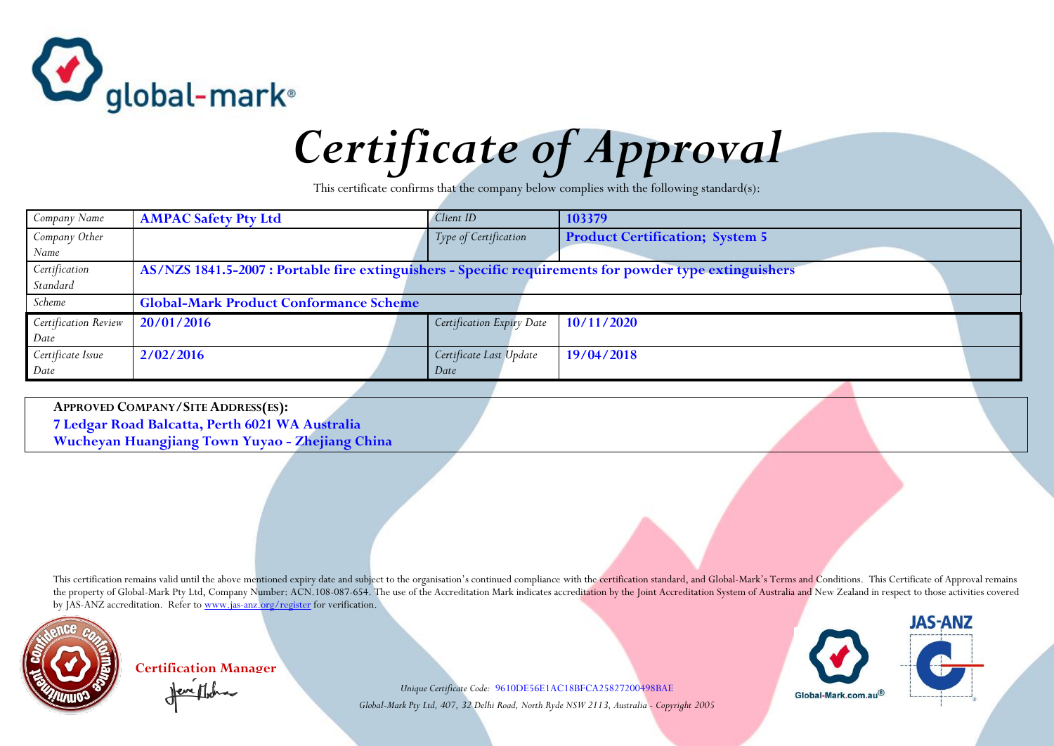global-mark®

# Certificate of Approval

This certificate confirms that the company below complies with the following standard(s):

| Company Name | **AMPAC Safety Pty Ltd** | Client ID | **103379** |
|---|---|---|---|
| Company Other Name | | Type of Certification | **Product Certification; System 5** |
| Certification Standard | **AS/NZS 1841.5-2007 : Portable fire extinguishers - Specific requirements for powder type extinguishers** | | |
| Scheme | **Global-Mark Product Conformance Scheme** | | |
| Certification Review Date | **20/01/2016** | Certification Expiry Date | **10/11/2020** |
| Certificate Issue Date | **2/02/2016** | Certificate Last Update Date | **19/04/2018** |

**APPROVED COMPANY/SITE ADDRESS(ES):**

**7 Ledgar Road Balcatta, Perth 6021 WA Australia**

**Wucheyan Huangjiang Town Yuyao - Zhejiang China**

This certification remains valid until the above mentioned expiry date and subject to the organisation's continued compliance with the certification standard, and Global-Mark's Terms and Conditions. This Certificate of Approval remains the property of Global-Mark Pty Ltd, Company Number: ACN.108-087-654. The use of the Accreditation Mark indicates accreditation by the Joint Accreditation System of Australia and New Zealand in respect to those activities covered by JAS-ANZ accreditation. Refer to www.jas-anz.org/register for verification.

**Certification Manager**

*Unique Certificate Code:* 9610DE56E1AC18BFCA25827200498BAE

*Global-Mark Pty Ltd, 407, 32 Delhi Road, North Ryde NSW 2113, Australia - Copyright 2005*

Global-Mark.com.au®

JAS-ANZ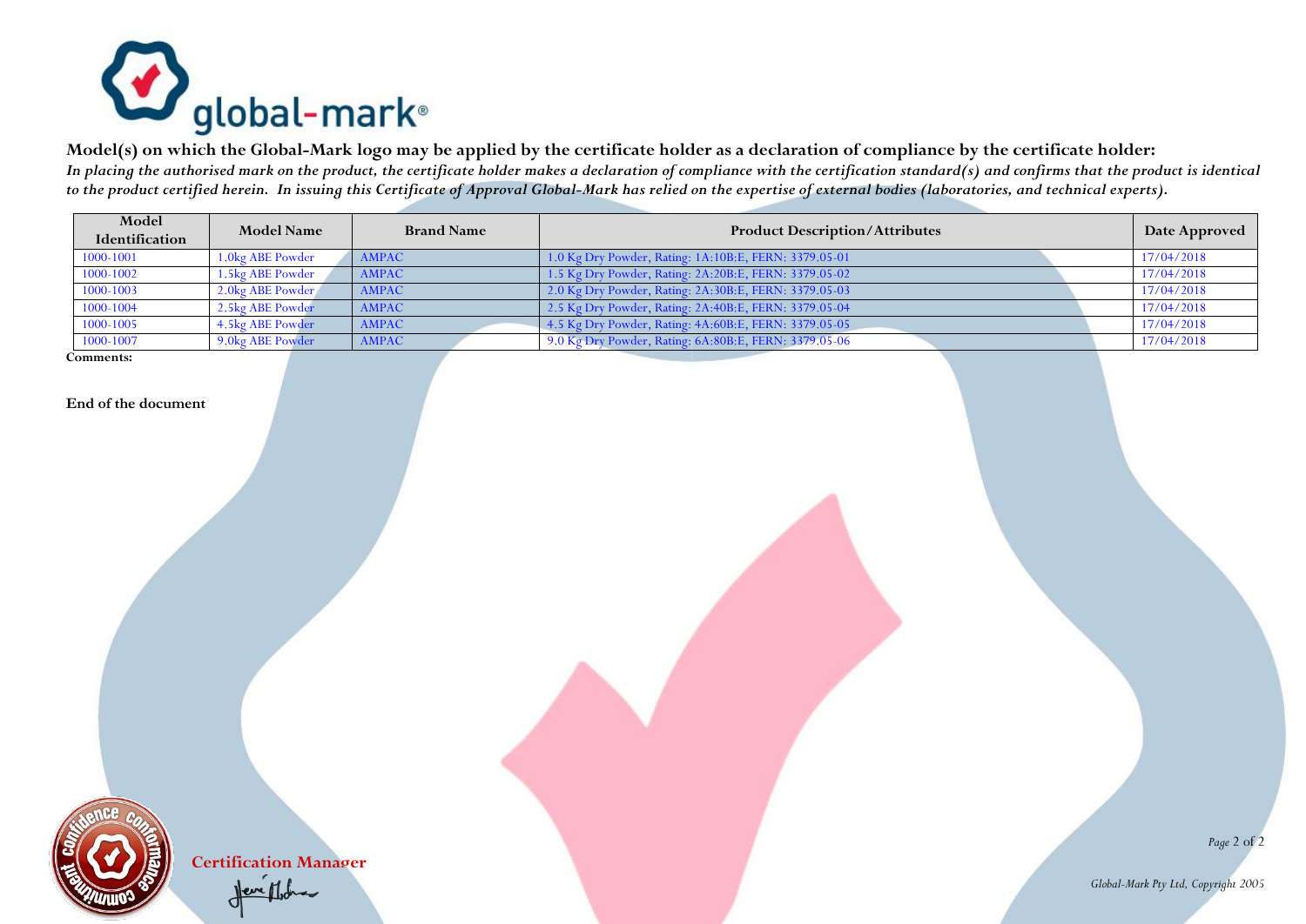**Model(s) on which the Global-Mark logo may be applied by the certificate holder as a declaration of compliance by the certificate holder:**

*In placing the authorised mark on the product, the certificate holder makes a declaration of compliance with the certification standard(s) and confirms that the product is identical to the product certified herein. In issuing this Certificate of Approval Global-Mark has relied on the expertise of external bodies (laboratories, and technical experts).*

| Model Identification | Model Name | Brand Name | Product Description/Attributes | Date Approved |
|---|---|---|---|---|
| 1000-1001 | 1.0kg ABE Powder | AMPAC | 1.0 Kg Dry Powder, Rating: 1A:10B:E, FERN: 3379.05-01 | 17/04/2018 |
| 1000-1002 | 1.5kg ABE Powder | AMPAC | 1.5 Kg Dry Powder, Rating: 2A:20B:E, FERN: 3379.05-02 | 17/04/2018 |
| 1000-1003 | 2.0kg ABE Powder | AMPAC | 2.0 Kg Dry Powder, Rating: 2A:30B:E, FERN: 3379.05-03 | 17/04/2018 |
| 1000-1004 | 2.5kg ABE Powder | AMPAC | 2.5 Kg Dry Powder, Rating: 2A:40B:E, FERN: 3379.05-04 | 17/04/2018 |
| 1000-1005 | 4.5kg ABE Powder | AMPAC | 4.5 Kg Dry Powder, Rating: 4A:60B:E, FERN: 3379.05-05 | 17/04/2018 |
| 1000-1007 | 9.0kg ABE Powder | AMPAC | 9.0 Kg Dry Powder, Rating: 6A:80B:E, FERN: 3379.05-06 | 17/04/2018 |

**Comments:**

**End of the document**

**Certification Manager**

*Global-Mark Pty Ltd, Copyright 2005*